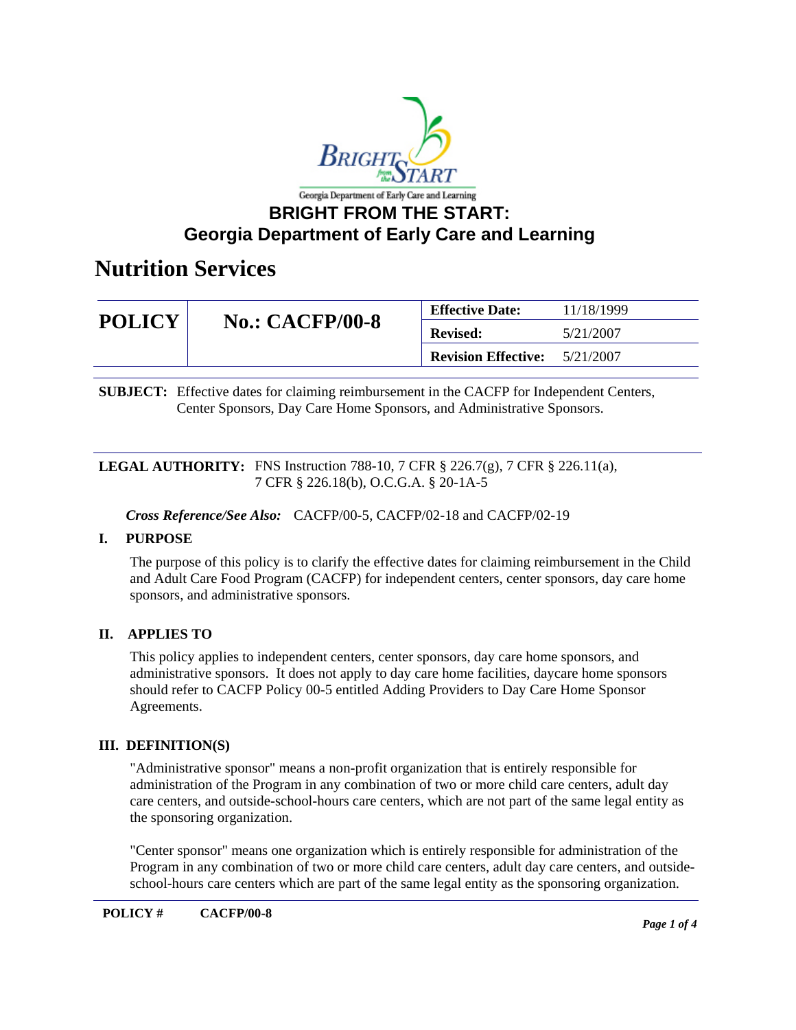# BRIGHT FROM THE START: Georgia Department of Early Care and Learning

## Nutrition Services

| POLICY | No.: CACFP/00-8 | Effective Date: | 11/18/1999 |
|---|---|---|---|
| | | Revised: | 5/21/2007 |
| | | Revision Effective: | 5/21/2007 |

**SUBJECT:** Effective dates for claiming reimbursement in the CACFP for Independent Centers, Center Sponsors, Day Care Home Sponsors, and Administrative Sponsors.

**LEGAL AUTHORITY:** FNS Instruction 788-10, 7 CFR § 226.7(g), 7 CFR § 226.11(a), 7 CFR § 226.18(b), O.C.G.A. § 20-1A-5

***Cross Reference/See Also:*** CACFP/00-5, CACFP/02-18 and CACFP/02-19

### I. PURPOSE

The purpose of this policy is to clarify the effective dates for claiming reimbursement in the Child and Adult Care Food Program (CACFP) for independent centers, center sponsors, day care home sponsors, and administrative sponsors.

### II. APPLIES TO

This policy applies to independent centers, center sponsors, day care home sponsors, and administrative sponsors. It does not apply to day care home facilities, daycare home sponsors should refer to CACFP Policy 00-5 entitled Adding Providers to Day Care Home Sponsor Agreements.

### III. DEFINITION(S)

"Administrative sponsor" means a non-profit organization that is entirely responsible for administration of the Program in any combination of two or more child care centers, adult day care centers, and outside-school-hours care centers, which are not part of the same legal entity as the sponsoring organization.

"Center sponsor" means one organization which is entirely responsible for administration of the Program in any combination of two or more child care centers, adult day care centers, and outside-school-hours care centers which are part of the same legal entity as the sponsoring organization.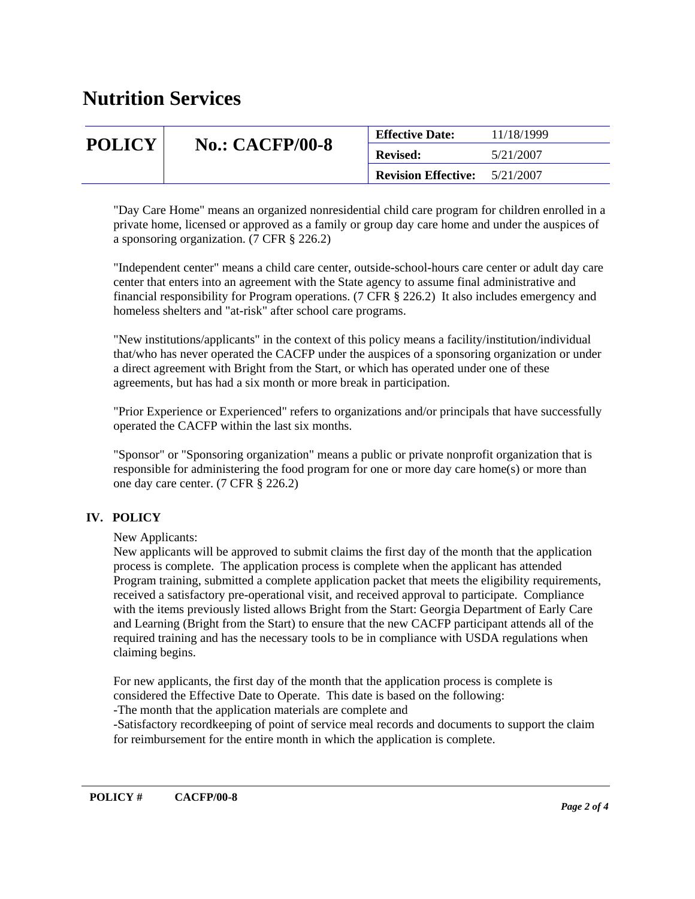"Day Care Home" means an organized nonresidential child care program for children enrolled in a private home, licensed or approved as a family or group day care home and under the auspices of a sponsoring organization. (7 CFR § 226.2)

"Independent center" means a child care center, outside-school-hours care center or adult day care center that enters into an agreement with the State agency to assume final administrative and financial responsibility for Program operations. (7 CFR § 226.2) It also includes emergency and homeless shelters and "at-risk" after school care programs.

"New institutions/applicants" in the context of this policy means a facility/institution/individual that/who has never operated the CACFP under the auspices of a sponsoring organization or under a direct agreement with Bright from the Start, or which has operated under one of these agreements, but has had a six month or more break in participation.

"Prior Experience or Experienced" refers to organizations and/or principals that have successfully operated the CACFP within the last six months.

"Sponsor" or "Sponsoring organization" means a public or private nonprofit organization that is responsible for administering the food program for one or more day care home(s) or more than one day care center. (7 CFR § 226.2)

## IV. POLICY

New Applicants:
New applicants will be approved to submit claims the first day of the month that the application process is complete. The application process is complete when the applicant has attended Program training, submitted a complete application packet that meets the eligibility requirements, received a satisfactory pre-operational visit, and received approval to participate. Compliance with the items previously listed allows Bright from the Start: Georgia Department of Early Care and Learning (Bright from the Start) to ensure that the new CACFP participant attends all of the required training and has the necessary tools to be in compliance with USDA regulations when claiming begins.

For new applicants, the first day of the month that the application process is complete is considered the Effective Date to Operate. This date is based on the following:
-The month that the application materials are complete and
-Satisfactory recordkeeping of point of service meal records and documents to support the claim for reimbursement for the entire month in which the application is complete.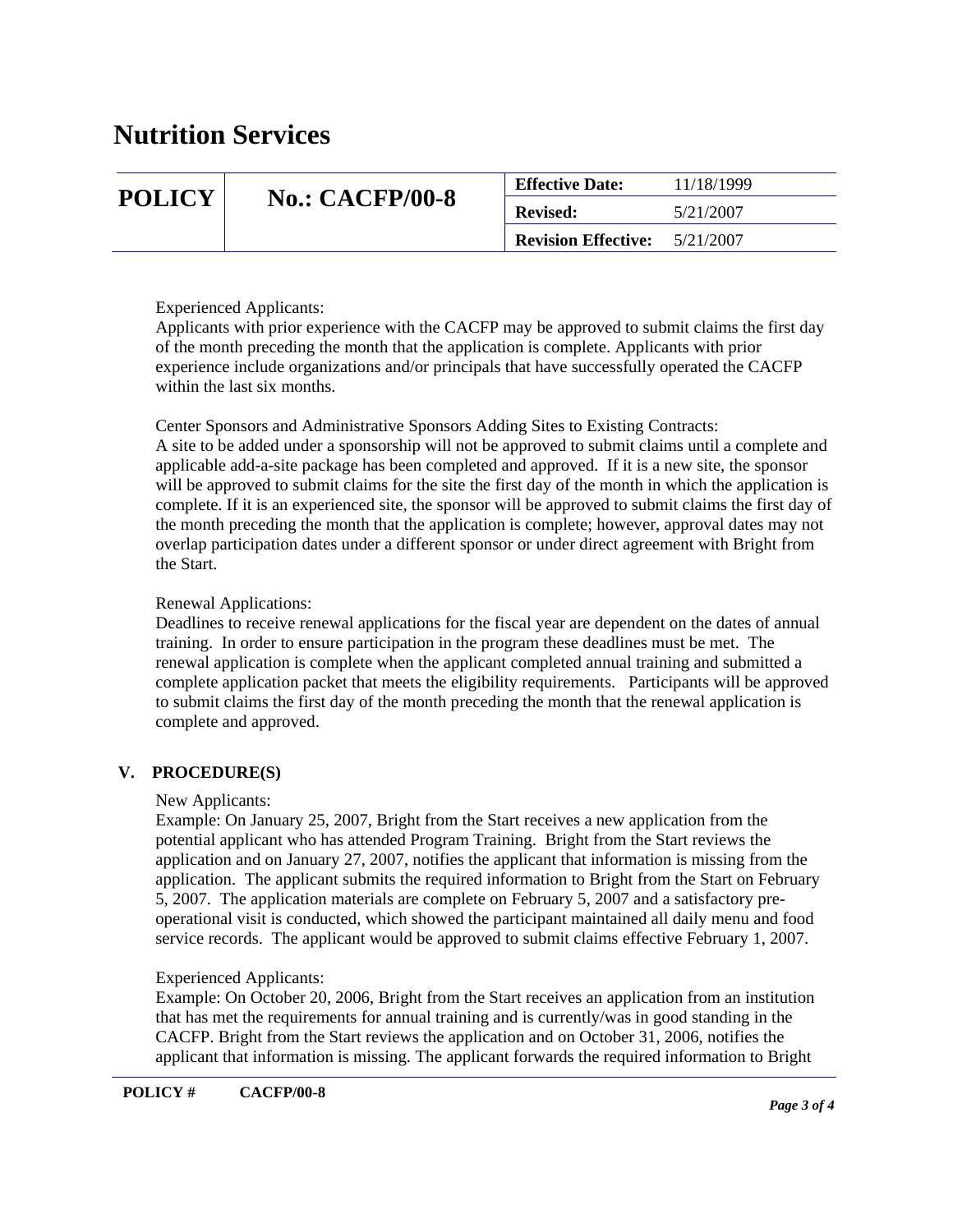Experienced Applicants:
Applicants with prior experience with the CACFP may be approved to submit claims the first day of the month preceding the month that the application is complete. Applicants with prior experience include organizations and/or principals that have successfully operated the CACFP within the last six months.

Center Sponsors and Administrative Sponsors Adding Sites to Existing Contracts:
A site to be added under a sponsorship will not be approved to submit claims until a complete and applicable add-a-site package has been completed and approved. If it is a new site, the sponsor will be approved to submit claims for the site the first day of the month in which the application is complete. If it is an experienced site, the sponsor will be approved to submit claims the first day of the month preceding the month that the application is complete; however, approval dates may not overlap participation dates under a different sponsor or under direct agreement with Bright from the Start.

Renewal Applications:
Deadlines to receive renewal applications for the fiscal year are dependent on the dates of annual training. In order to ensure participation in the program these deadlines must be met. The renewal application is complete when the applicant completed annual training and submitted a complete application packet that meets the eligibility requirements. Participants will be approved to submit claims the first day of the month preceding the month that the renewal application is complete and approved.

## V. PROCEDURE(S)

New Applicants:
Example: On January 25, 2007, Bright from the Start receives a new application from the potential applicant who has attended Program Training. Bright from the Start reviews the application and on January 27, 2007, notifies the applicant that information is missing from the application. The applicant submits the required information to Bright from the Start on February 5, 2007. The application materials are complete on February 5, 2007 and a satisfactory pre-operational visit is conducted, which showed the participant maintained all daily menu and food service records. The applicant would be approved to submit claims effective February 1, 2007.

Experienced Applicants:
Example: On October 20, 2006, Bright from the Start receives an application from an institution that has met the requirements for annual training and is currently/was in good standing in the CACFP. Bright from the Start reviews the application and on October 31, 2006, notifies the applicant that information is missing. The applicant forwards the required information to Bright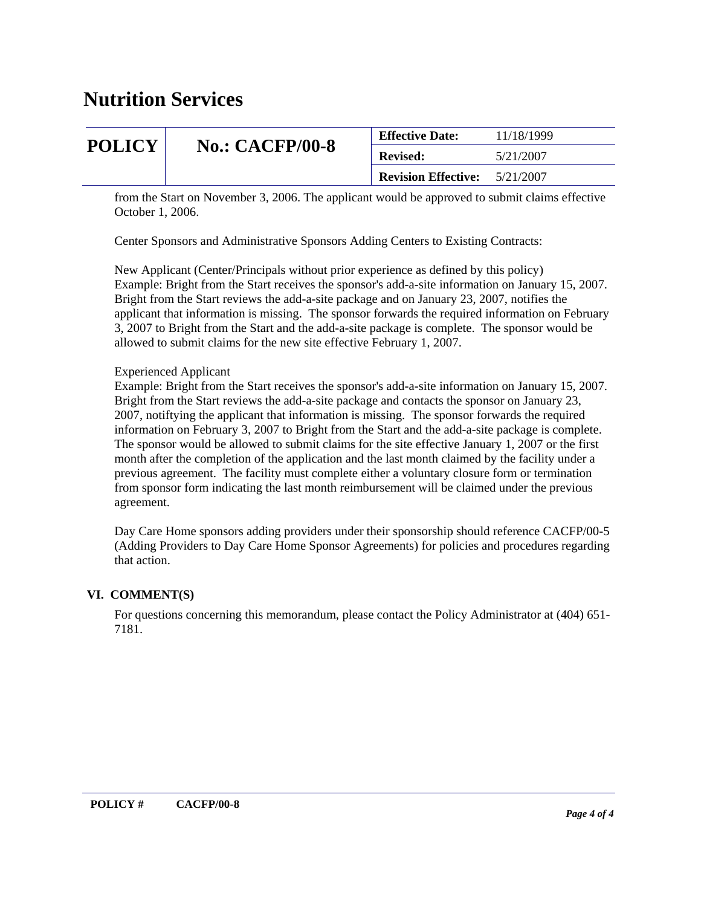from the Start on November 3, 2006. The applicant would be approved to submit claims effective October 1, 2006.

Center Sponsors and Administrative Sponsors Adding Centers to Existing Contracts:

New Applicant (Center/Principals without prior experience as defined by this policy)
Example: Bright from the Start receives the sponsor's add-a-site information on January 15, 2007. Bright from the Start reviews the add-a-site package and on January 23, 2007, notifies the applicant that information is missing. The sponsor forwards the required information on February 3, 2007 to Bright from the Start and the add-a-site package is complete. The sponsor would be allowed to submit claims for the new site effective February 1, 2007.

Experienced Applicant
Example: Bright from the Start receives the sponsor's add-a-site information on January 15, 2007. Bright from the Start reviews the add-a-site package and contacts the sponsor on January 23, 2007, notiftying the applicant that information is missing. The sponsor forwards the required information on February 3, 2007 to Bright from the Start and the add-a-site package is complete. The sponsor would be allowed to submit claims for the site effective January 1, 2007 or the first month after the completion of the application and the last month claimed by the facility under a previous agreement. The facility must complete either a voluntary closure form or termination from sponsor form indicating the last month reimbursement will be claimed under the previous agreement.

Day Care Home sponsors adding providers under their sponsorship should reference CACFP/00-5 (Adding Providers to Day Care Home Sponsor Agreements) for policies and procedures regarding that action.

## VI. COMMENT(S)

For questions concerning this memorandum, please contact the Policy Administrator at (404) 651-7181.